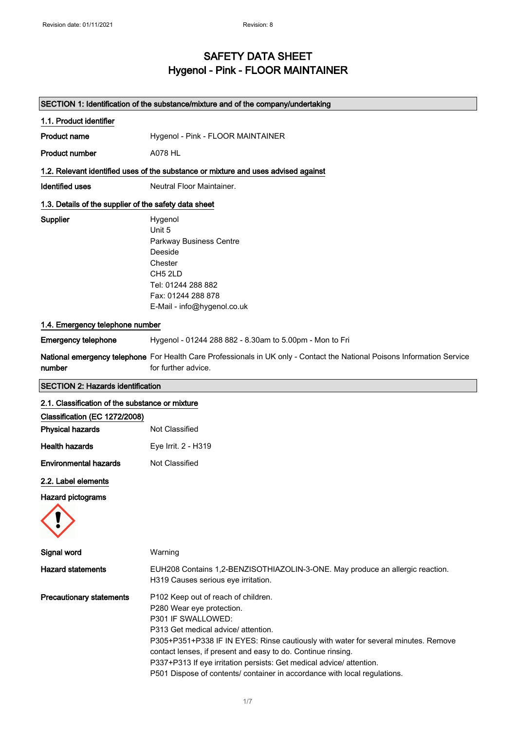# SAFETY DATA SHEET
# Hygenol - Pink - FLOOR MAINTAINER

## SECTION 1: Identification of the substance/mixture and of the company/undertaking

### 1.1. Product identifier

**Product name** Hygenol - Pink - FLOOR MAINTAINER

**Product number** A078 HL

### 1.2. Relevant identified uses of the substance or mixture and uses advised against

**Identified uses** Neutral Floor Maintainer.

### 1.3. Details of the supplier of the safety data sheet

**Supplier**
Hygenol
Unit 5
Parkway Business Centre
Deeside
Chester
CH5 2LD
Tel: 01244 288 882
Fax: 01244 288 878
E-Mail - info@hygenol.co.uk

### 1.4. Emergency telephone number

**Emergency telephone** Hygenol - 01244 288 882 - 8.30am to 5.00pm - Mon to Fri

**National emergency telephone number** For Health Care Professionals in UK only - Contact the National Poisons Information Service for further advice.

## SECTION 2: Hazards identification

### 2.1. Classification of the substance or mixture

**Classification (EC 1272/2008)**

**Physical hazards** Not Classified

**Health hazards** Eye Irrit. 2 - H319

**Environmental hazards** Not Classified

### 2.2. Label elements

**Hazard pictograms**

**Signal word** Warning

**Hazard statements**
EUH208 Contains 1,2-BENZISOTHIAZOLIN-3-ONE. May produce an allergic reaction.
H319 Causes serious eye irritation.

**Precautionary statements**
P102 Keep out of reach of children.
P280 Wear eye protection.
P301 IF SWALLOWED:
P313 Get medical advice/ attention.
P305+P351+P338 IF IN EYES: Rinse cautiously with water for several minutes. Remove contact lenses, if present and easy to do. Continue rinsing.
P337+P313 If eye irritation persists: Get medical advice/ attention.
P501 Dispose of contents/ container in accordance with local regulations.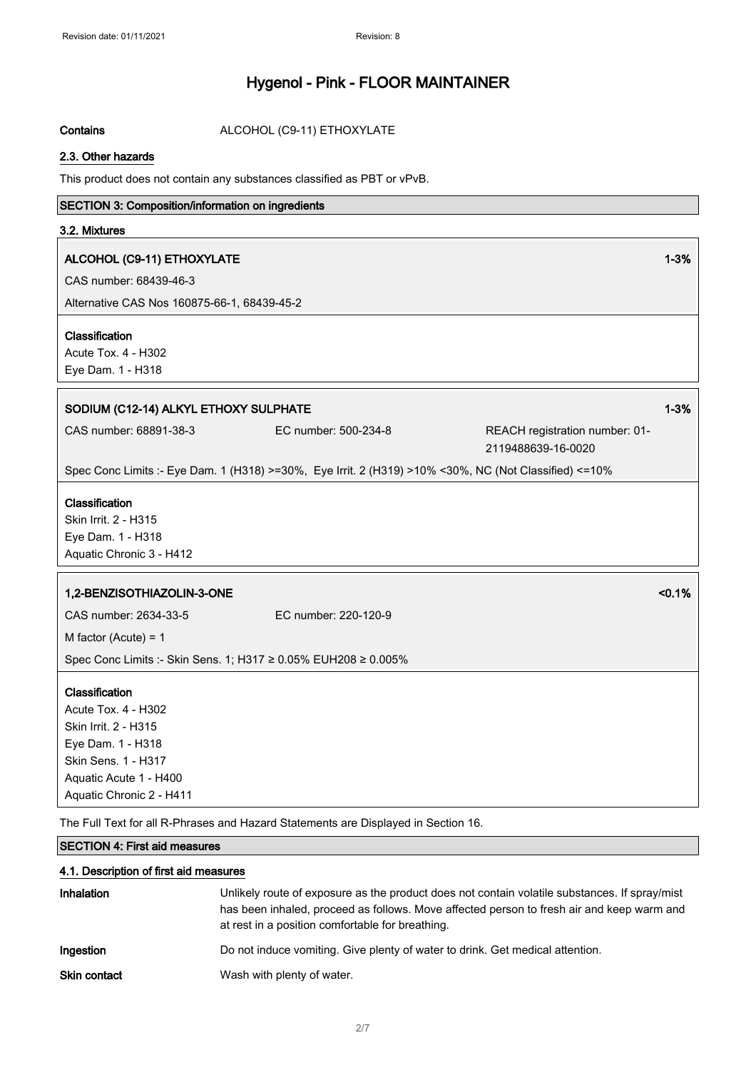Contains ALCOHOL (C9-11) ETHOXYLATE

## 2.3. Other hazards

This product does not contain any substances classified as PBT or vPvB.

## SECTION 3: Composition/information on ingredients

### 3.2. Mixtures

**ALCOHOL (C9-11) ETHOXYLATE** 1-3%

CAS number: 68439-46-3

Alternative CAS Nos 160875-66-1, 68439-45-2

**Classification**

Acute Tox. 4 - H302
Eye Dam. 1 - H318

**SODIUM (C12-14) ALKYL ETHOXY SULPHATE** 1-3%

CAS number: 68891-38-3 EC number: 500-234-8 REACH registration number: 01-2119488639-16-0020

Spec Conc Limits :- Eye Dam. 1 (H318) >=30%, Eye Irrit. 2 (H319) >10% <30%, NC (Not Classified) <=10%

**Classification**

Skin Irrit. 2 - H315
Eye Dam. 1 - H318
Aquatic Chronic 3 - H412

**1,2-BENZISOTHIAZOLIN-3-ONE** <0.1%

CAS number: 2634-33-5 EC number: 220-120-9

M factor (Acute) = 1

Spec Conc Limits :- Skin Sens. 1; H317 ≥ 0.05% EUH208 ≥ 0.005%

**Classification**

Acute Tox. 4 - H302
Skin Irrit. 2 - H315
Eye Dam. 1 - H318
Skin Sens. 1 - H317
Aquatic Acute 1 - H400
Aquatic Chronic 2 - H411

The Full Text for all R-Phrases and Hazard Statements are Displayed in Section 16.

## SECTION 4: First aid measures

### 4.1. Description of first aid measures

**Inhalation** Unlikely route of exposure as the product does not contain volatile substances. If spray/mist has been inhaled, proceed as follows. Move affected person to fresh air and keep warm and at rest in a position comfortable for breathing.

**Ingestion** Do not induce vomiting. Give plenty of water to drink. Get medical attention.

**Skin contact** Wash with plenty of water.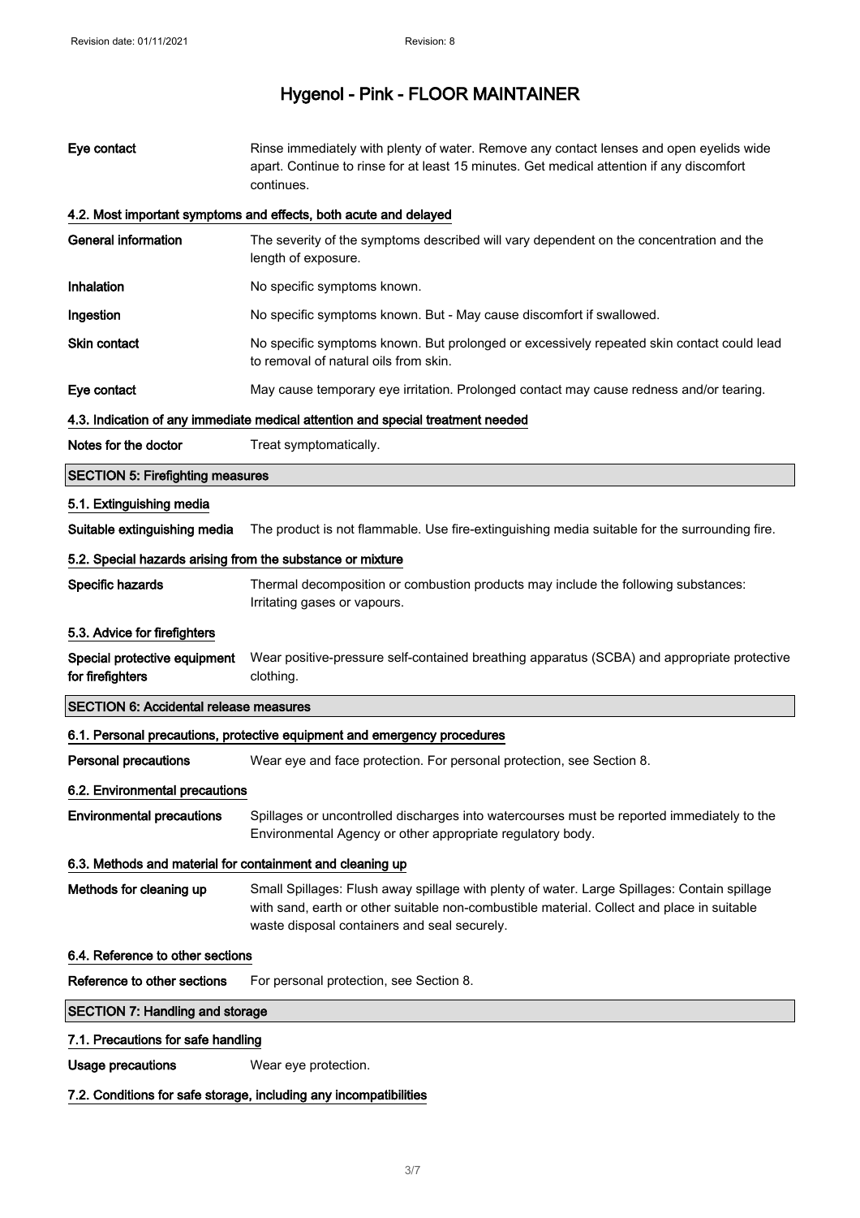| | |
|---|---|
| **Eye contact** | Rinse immediately with plenty of water. Remove any contact lenses and open eyelids wide apart. Continue to rinse for at least 15 minutes. Get medical attention if any discomfort continues. |

### 4.2. Most important symptoms and effects, both acute and delayed

| | |
|---|---|
| **General information** | The severity of the symptoms described will vary dependent on the concentration and the length of exposure. |
| **Inhalation** | No specific symptoms known. |
| **Ingestion** | No specific symptoms known. But - May cause discomfort if swallowed. |
| **Skin contact** | No specific symptoms known. But prolonged or excessively repeated skin contact could lead to removal of natural oils from skin. |
| **Eye contact** | May cause temporary eye irritation. Prolonged contact may cause redness and/or tearing. |

### 4.3. Indication of any immediate medical attention and special treatment needed

| | |
|---|---|
| **Notes for the doctor** | Treat symptomatically. |

## SECTION 5: Firefighting measures

### 5.1. Extinguishing media

| | |
|---|---|
| **Suitable extinguishing media** | The product is not flammable. Use fire-extinguishing media suitable for the surrounding fire. |

### 5.2. Special hazards arising from the substance or mixture

| | |
|---|---|
| **Specific hazards** | Thermal decomposition or combustion products may include the following substances: Irritating gases or vapours. |

### 5.3. Advice for firefighters

| | |
|---|---|
| **Special protective equipment for firefighters** | Wear positive-pressure self-contained breathing apparatus (SCBA) and appropriate protective clothing. |

## SECTION 6: Accidental release measures

### 6.1. Personal precautions, protective equipment and emergency procedures

| | |
|---|---|
| **Personal precautions** | Wear eye and face protection. For personal protection, see Section 8. |

### 6.2. Environmental precautions

| | |
|---|---|
| **Environmental precautions** | Spillages or uncontrolled discharges into watercourses must be reported immediately to the Environmental Agency or other appropriate regulatory body. |

### 6.3. Methods and material for containment and cleaning up

| | |
|---|---|
| **Methods for cleaning up** | Small Spillages: Flush away spillage with plenty of water. Large Spillages: Contain spillage with sand, earth or other suitable non-combustible material. Collect and place in suitable waste disposal containers and seal securely. |

### 6.4. Reference to other sections

| | |
|---|---|
| **Reference to other sections** | For personal protection, see Section 8. |

## SECTION 7: Handling and storage

### 7.1. Precautions for safe handling

| | |
|---|---|
| **Usage precautions** | Wear eye protection. |

### 7.2. Conditions for safe storage, including any incompatibilities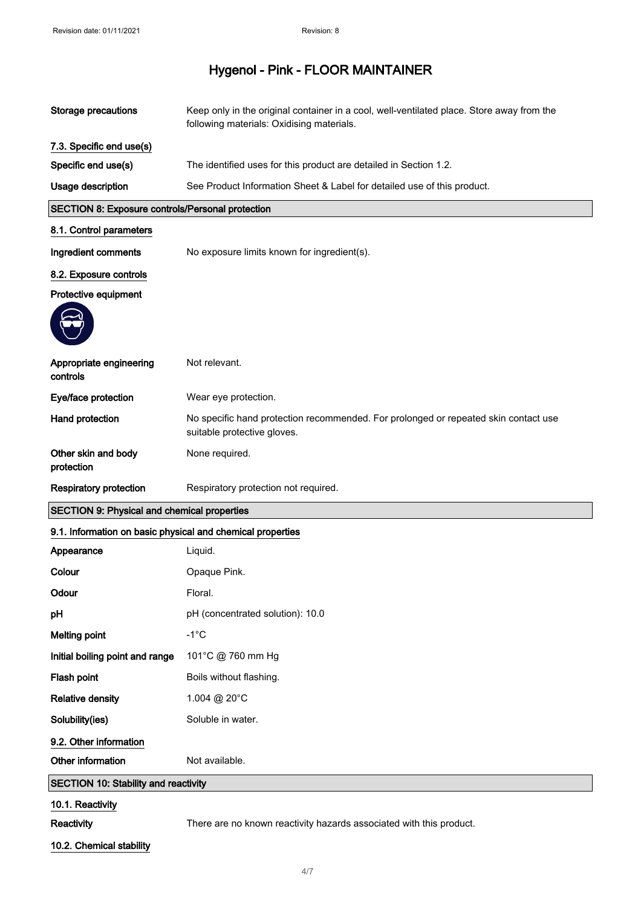| | |
|---|---|
| **Storage precautions** | Keep only in the original container in a cool, well-ventilated place. Store away from the following materials: Oxidising materials. |

**7.3. Specific end use(s)**

| | |
|---|---|
| **Specific end use(s)** | The identified uses for this product are detailed in Section 1.2. |
| **Usage description** | See Product Information Sheet & Label for detailed use of this product. |

## SECTION 8: Exposure controls/Personal protection

**8.1. Control parameters**

| | |
|---|---|
| **Ingredient comments** | No exposure limits known for ingredient(s). |

**8.2. Exposure controls**

**Protective equipment**

| | |
|---|---|
| **Appropriate engineering controls** | Not relevant. |
| **Eye/face protection** | Wear eye protection. |
| **Hand protection** | No specific hand protection recommended. For prolonged or repeated skin contact use suitable protective gloves. |
| **Other skin and body protection** | None required. |
| **Respiratory protection** | Respiratory protection not required. |

## SECTION 9: Physical and chemical properties

**9.1. Information on basic physical and chemical properties**

| | |
|---|---|
| **Appearance** | Liquid. |
| **Colour** | Opaque Pink. |
| **Odour** | Floral. |
| **pH** | pH (concentrated solution): 10.0 |
| **Melting point** | -1°C |
| **Initial boiling point and range** | 101°C @ 760 mm Hg |
| **Flash point** | Boils without flashing. |
| **Relative density** | 1.004 @ 20°C |
| **Solubility(ies)** | Soluble in water. |

**9.2. Other information**

| | |
|---|---|
| **Other information** | Not available. |

## SECTION 10: Stability and reactivity

**10.1. Reactivity**

| | |
|---|---|
| **Reactivity** | There are no known reactivity hazards associated with this product. |

**10.2. Chemical stability**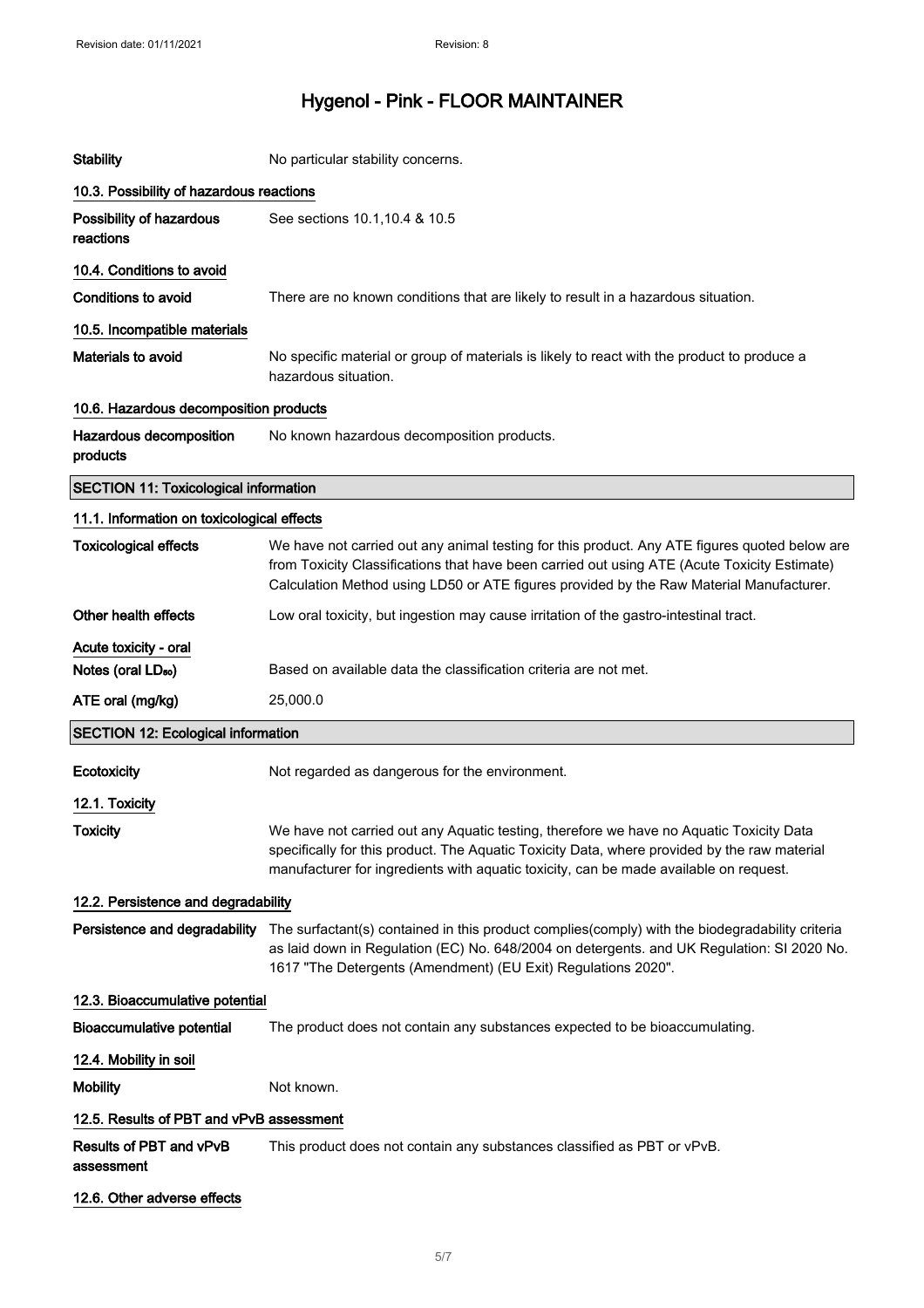| | |
|---|---|
| **Stability** | No particular stability concerns. |

### 10.3. Possibility of hazardous reactions

| | |
|---|---|
| **Possibility of hazardous reactions** | See sections 10.1,10.4 & 10.5 |

### 10.4. Conditions to avoid

| | |
|---|---|
| **Conditions to avoid** | There are no known conditions that are likely to result in a hazardous situation. |

### 10.5. Incompatible materials

| | |
|---|---|
| **Materials to avoid** | No specific material or group of materials is likely to react with the product to produce a hazardous situation. |

### 10.6. Hazardous decomposition products

| | |
|---|---|
| **Hazardous decomposition products** | No known hazardous decomposition products. |

## SECTION 11: Toxicological information

### 11.1. Information on toxicological effects

| | |
|---|---|
| **Toxicological effects** | We have not carried out any animal testing for this product. Any ATE figures quoted below are from Toxicity Classifications that have been carried out using ATE (Acute Toxicity Estimate) Calculation Method using LD50 or ATE figures provided by the Raw Material Manufacturer. |
| **Other health effects** | Low oral toxicity, but ingestion may cause irritation of the gastro-intestinal tract. |

**Acute toxicity - oral**

| | |
|---|---|
| **Notes (oral $LD_{50}$)** | Based on available data the classification criteria are not met. |
| **ATE oral (mg/kg)** | 25,000.0 |

## SECTION 12: Ecological information

| | |
|---|---|
| **Ecotoxicity** | Not regarded as dangerous for the environment. |

### 12.1. Toxicity

| | |
|---|---|
| **Toxicity** | We have not carried out any Aquatic testing, therefore we have no Aquatic Toxicity Data specifically for this product. The Aquatic Toxicity Data, where provided by the raw material manufacturer for ingredients with aquatic toxicity, can be made available on request. |

### 12.2. Persistence and degradability

| | |
|---|---|
| **Persistence and degradability** | The surfactant(s) contained in this product complies(comply) with the biodegradability criteria as laid down in Regulation (EC) No. 648/2004 on detergents. and UK Regulation: SI 2020 No. 1617 "The Detergents (Amendment) (EU Exit) Regulations 2020". |

### 12.3. Bioaccumulative potential

| | |
|---|---|
| **Bioaccumulative potential** | The product does not contain any substances expected to be bioaccumulating. |

### 12.4. Mobility in soil

| | |
|---|---|
| **Mobility** | Not known. |

### 12.5. Results of PBT and vPvB assessment

| | |
|---|---|
| **Results of PBT and vPvB assessment** | This product does not contain any substances classified as PBT or vPvB. |

### 12.6. Other adverse effects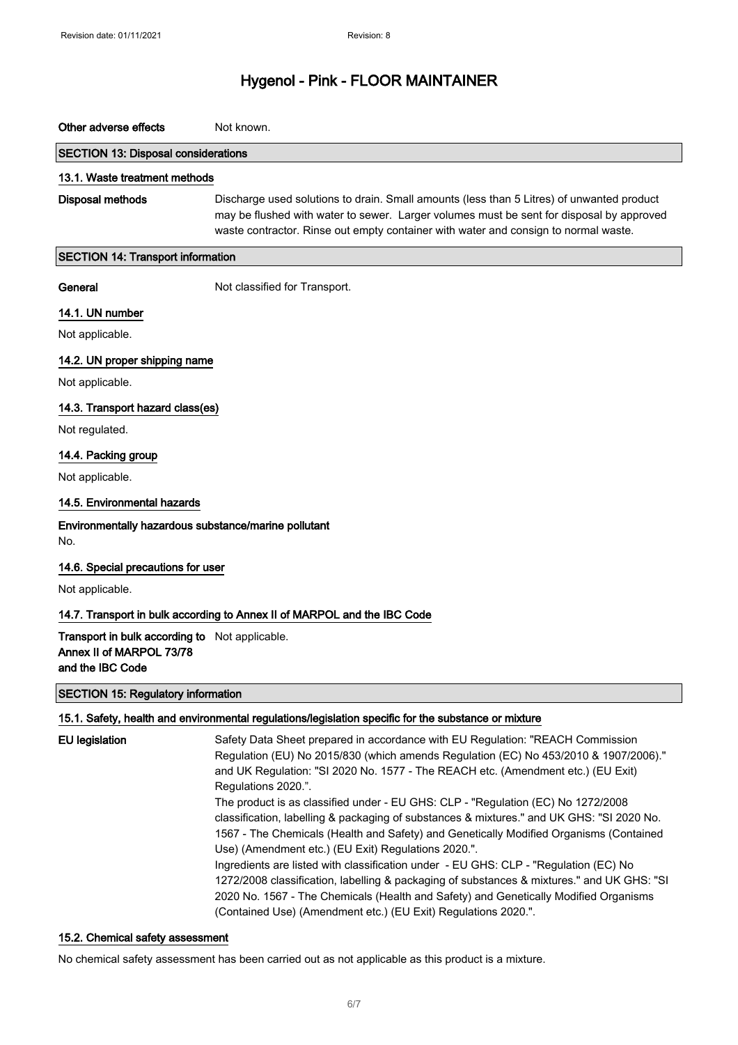**Other adverse effects** Not known.

## SECTION 13: Disposal considerations

### 13.1. Waste treatment methods

**Disposal methods** Discharge used solutions to drain. Small amounts (less than 5 Litres) of unwanted product may be flushed with water to sewer. Larger volumes must be sent for disposal by approved waste contractor. Rinse out empty container with water and consign to normal waste.

## SECTION 14: Transport information

**General** Not classified for Transport.

### 14.1. UN number

Not applicable.

### 14.2. UN proper shipping name

Not applicable.

### 14.3. Transport hazard class(es)

Not regulated.

### 14.4. Packing group

Not applicable.

### 14.5. Environmental hazards

**Environmentally hazardous substance/marine pollutant**

No.

### 14.6. Special precautions for user

Not applicable.

### 14.7. Transport in bulk according to Annex II of MARPOL and the IBC Code

**Transport in bulk according to Annex II of MARPOL 73/78 and the IBC Code** Not applicable.

## SECTION 15: Regulatory information

### 15.1. Safety, health and environmental regulations/legislation specific for the substance or mixture

**EU legislation** Safety Data Sheet prepared in accordance with EU Regulation: "REACH Commission Regulation (EU) No 2015/830 (which amends Regulation (EC) No 453/2010 & 1907/2006)." and UK Regulation: "SI 2020 No. 1577 - The REACH etc. (Amendment etc.) (EU Exit) Regulations 2020.".
The product is as classified under - EU GHS: CLP - "Regulation (EC) No 1272/2008 classification, labelling & packaging of substances & mixtures." and UK GHS: "SI 2020 No. 1567 - The Chemicals (Health and Safety) and Genetically Modified Organisms (Contained Use) (Amendment etc.) (EU Exit) Regulations 2020.".
Ingredients are listed with classification under - EU GHS: CLP - "Regulation (EC) No 1272/2008 classification, labelling & packaging of substances & mixtures." and UK GHS: "SI 2020 No. 1567 - The Chemicals (Health and Safety) and Genetically Modified Organisms (Contained Use) (Amendment etc.) (EU Exit) Regulations 2020.".

### 15.2. Chemical safety assessment

No chemical safety assessment has been carried out as not applicable as this product is a mixture.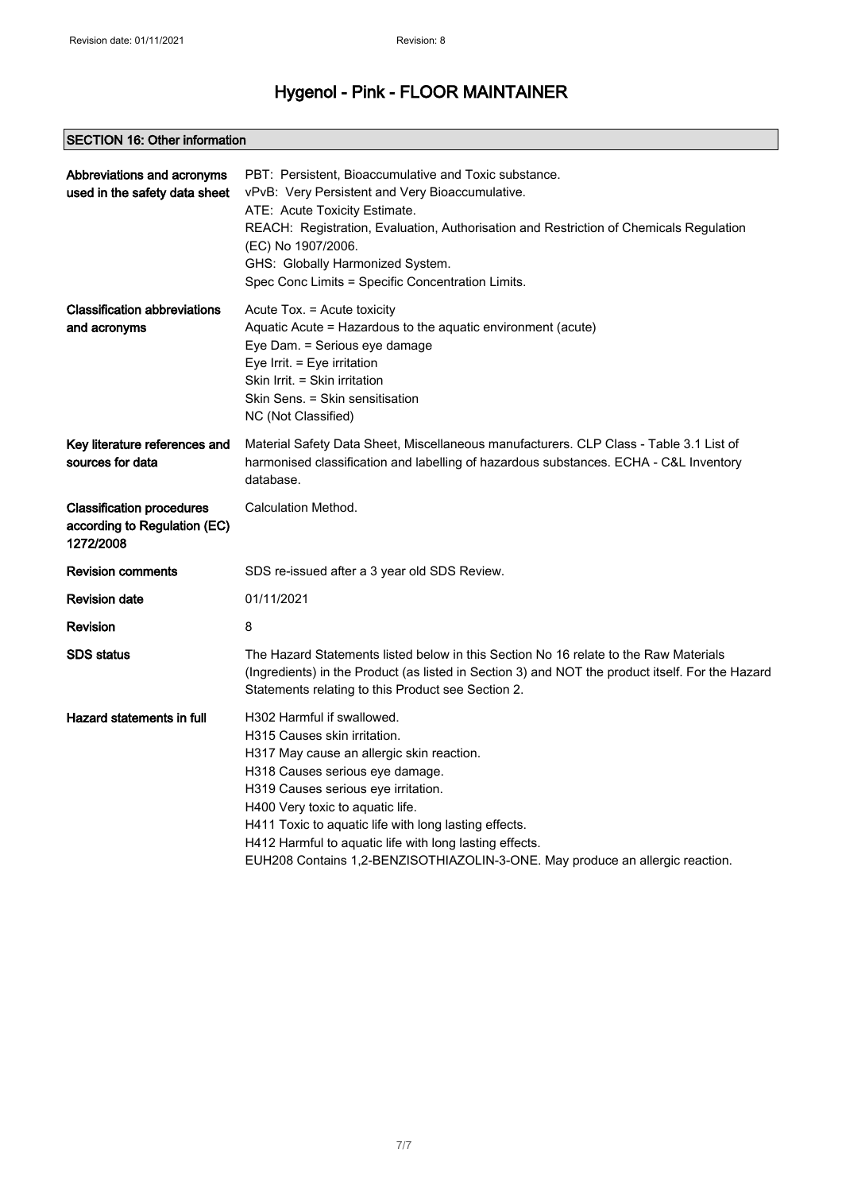# Hygenol - Pink - FLOOR MAINTAINER

## SECTION 16: Other information

| | |
|---|---|
| **Abbreviations and acronyms used in the safety data sheet** | PBT: Persistent, Bioaccumulative and Toxic substance.<br>vPvB: Very Persistent and Very Bioaccumulative.<br>ATE: Acute Toxicity Estimate.<br>REACH: Registration, Evaluation, Authorisation and Restriction of Chemicals Regulation (EC) No 1907/2006.<br>GHS: Globally Harmonized System.<br>Spec Conc Limits = Specific Concentration Limits. |
| **Classification abbreviations and acronyms** | Acute Tox. = Acute toxicity<br>Aquatic Acute = Hazardous to the aquatic environment (acute)<br>Eye Dam. = Serious eye damage<br>Eye Irrit. = Eye irritation<br>Skin Irrit. = Skin irritation<br>Skin Sens. = Skin sensitisation<br>NC (Not Classified) |
| **Key literature references and sources for data** | Material Safety Data Sheet, Miscellaneous manufacturers. CLP Class - Table 3.1 List of harmonised classification and labelling of hazardous substances. ECHA - C&L Inventory database. |
| **Classification procedures according to Regulation (EC) 1272/2008** | Calculation Method. |
| **Revision comments** | SDS re-issued after a 3 year old SDS Review. |
| **Revision date** | 01/11/2021 |
| **Revision** | 8 |
| **SDS status** | The Hazard Statements listed below in this Section No 16 relate to the Raw Materials (Ingredients) in the Product (as listed in Section 3) and NOT the product itself. For the Hazard Statements relating to this Product see Section 2. |
| **Hazard statements in full** | H302 Harmful if swallowed.<br>H315 Causes skin irritation.<br>H317 May cause an allergic skin reaction.<br>H318 Causes serious eye damage.<br>H319 Causes serious eye irritation.<br>H400 Very toxic to aquatic life.<br>H411 Toxic to aquatic life with long lasting effects.<br>H412 Harmful to aquatic life with long lasting effects.<br>EUH208 Contains 1,2-BENZISOTHIAZOLIN-3-ONE. May produce an allergic reaction. |